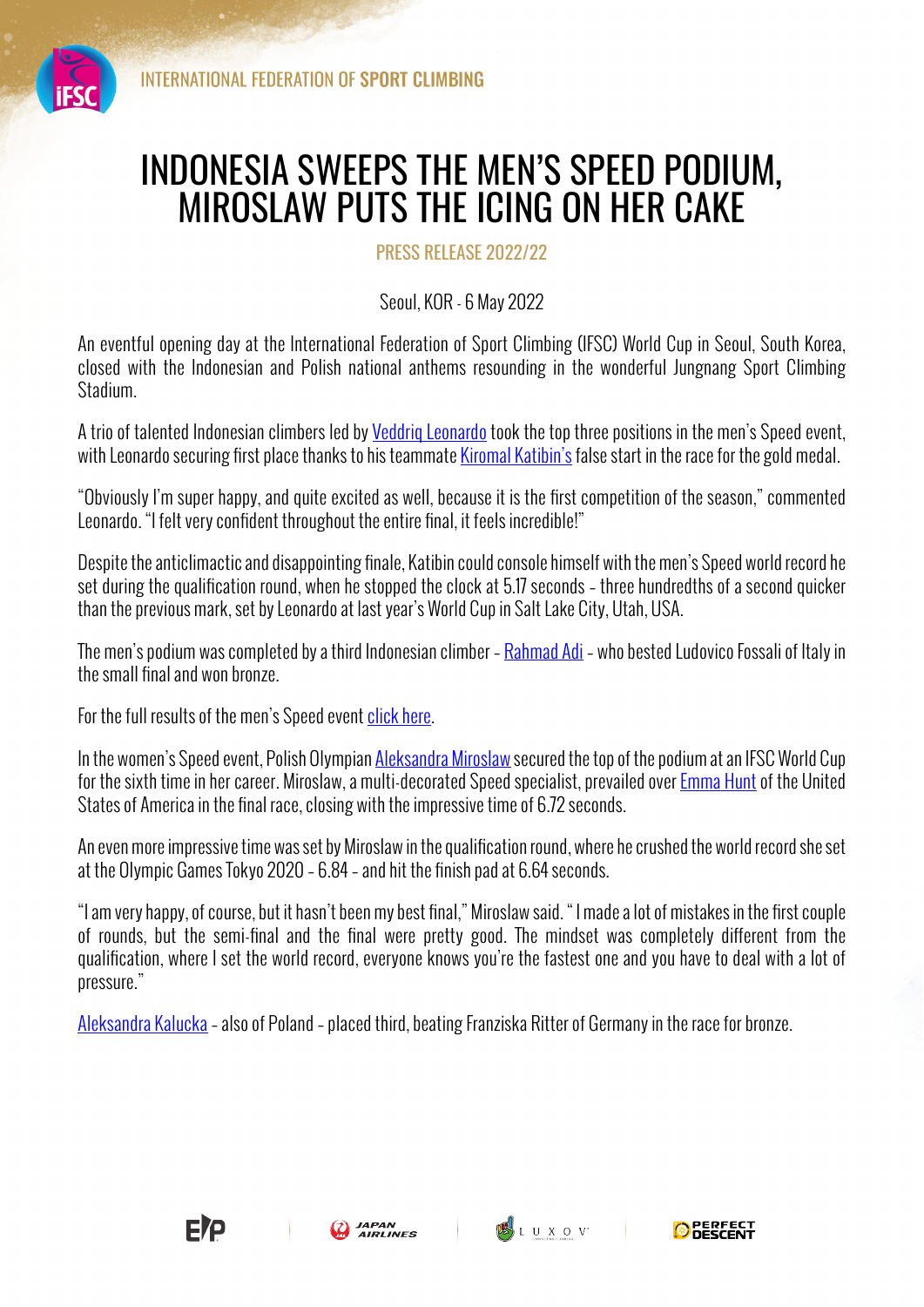INTERNATIONAL FEDERATION OF **SPORT CLIMBING**

# INDONESIA SWEEPS THE MEN'S SPEED PODIUM, MIROSLAW PUTS THE ICING ON HER CAKE

PRESS RELEASE 2022/22

Seoul, KOR - 6 May 2022

An eventful opening day at the International Federation of Sport Climbing (IFSC) World Cup in Seoul, South Korea, closed with the Indonesian and Polish national anthems resounding in the wonderful Jungnang Sport Climbing Stadium.

A trio of talented Indonesian climbers led by Veddriq Leonardo took the top three positions in the men's Speed event, with Leonardo securing first place thanks to his teammate Kiromal Katibin's false start in the race for the gold medal.

"Obviously I'm super happy, and quite excited as well, because it is the first competition of the season," commented Leonardo. "I felt very confident throughout the entire final, it feels incredible!"

Despite the anticlimactic and disappointing finale, Katibin could console himself with the men's Speed world record he set during the qualification round, when he stopped the clock at 5.17 seconds – three hundredths of a second quicker than the previous mark, set by Leonardo at last year's World Cup in Salt Lake City, Utah, USA.

The men's podium was completed by a third Indonesian climber – Rahmad Adi – who bested Ludovico Fossali of Italy in the small final and won bronze.

For the full results of the men's Speed event click here.

In the women's Speed event, Polish Olympian Aleksandra Miroslaw secured the top of the podium at an IFSC World Cup for the sixth time in her career. Miroslaw, a multi-decorated Speed specialist, prevailed over Emma Hunt of the United States of America in the final race, closing with the impressive time of 6.72 seconds.

An even more impressive time was set by Miroslaw in the qualification round, where he crushed the world record she set at the Olympic Games Tokyo 2020 – 6.84 – and hit the finish pad at 6.64 seconds.

"I am very happy, of course, but it hasn't been my best final," Miroslaw said. " I made a lot of mistakes in the first couple of rounds, but the semi-final and the final were pretty good. The mindset was completely different from the qualification, where I set the world record, everyone knows you're the fastest one and you have to deal with a lot of pressure."

Aleksandra Kalucka – also of Poland – placed third, beating Franziska Ritter of Germany in the race for bronze.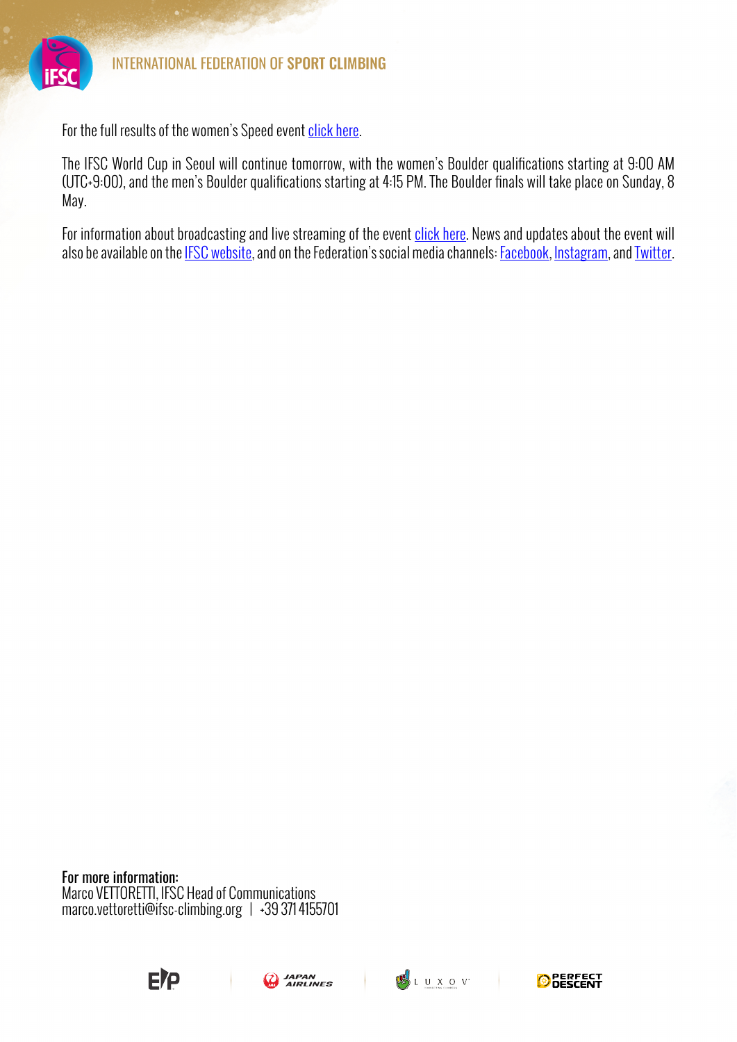For the full results of the women's Speed event click here.

The IFSC World Cup in Seoul will continue tomorrow, with the women's Boulder qualifications starting at 9:00 AM (UTC+9:00), and the men's Boulder qualifications starting at 4:15 PM. The Boulder finals will take place on Sunday, 8 May.

For information about broadcasting and live streaming of the event click here. News and updates about the event will also be available on the IFSC website, and on the Federation's social media channels: Facebook, Instagram, and Twitter.

**For more information:**
Marco VETTORETTI, IFSC Head of Communications
marco.vettoretti@ifsc-climbing.org | +39 371 4155701